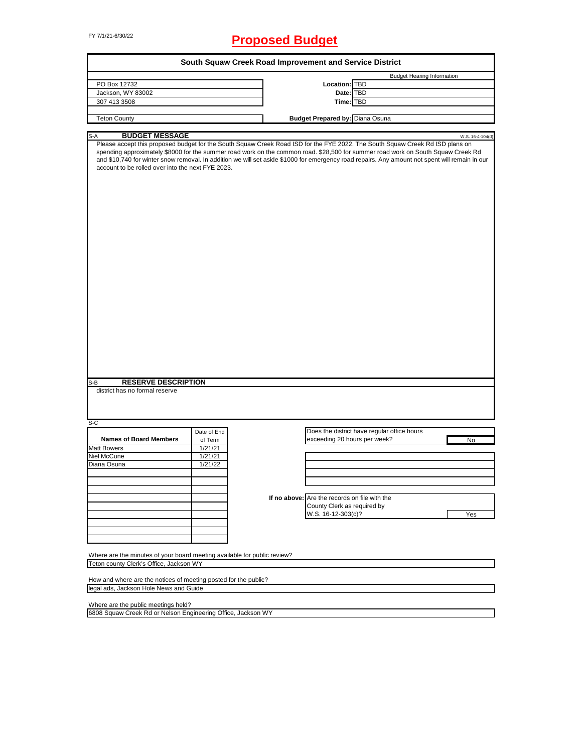FY 7/1/21-6/30/22

# Proposed Budget

## South Squaw Creek Road Improvement and Service District

| | | |
|---|---|---|
| PO Box 12732 | | Budget Hearing Information |
| Jackson, WY 83002 | Location: | TBD |
| 307 413 3508 | Date: | TBD |
| | Time: | TBD |
| Teton County | Budget Prepared by: | Diana Osuna |

S-A **BUDGET MESSAGE** W.S. 16-4-104(d)

Please accept this proposed budget for the South Squaw Creek Road ISD for the FYE 2022. The South Squaw Creek Rd ISD plans on spending approximately $8000 for the summer road work on the common road. $28,500 for summer road work on South Squaw Creek Rd and $10,740 for winter snow removal. In addition we will set aside $1000 for emergency road repairs. Any amount not spent will remain in our account to be rolled over into the next FYE 2023.

S-B **RESERVE DESCRIPTION**

district has no formal reserve

S-C

| Names of Board Members | Date of End of Term |
|---|---|
| Matt Bowers | 1/21/21 |
| Niel McCune | 1/21/21 |
| Diana Osuna | 1/21/22 |

| | | |
|---|---|---|
| | Does the district have regular office hours exceeding 20 hours per week? | No |
| If no above: | Are the records on file with the County Clerk as required by W.S. 16-12-303(c)? | Yes |

Where are the minutes of your board meeting available for public review?

Teton county Clerk's Office, Jackson WY

How and where are the notices of meeting posted for the public?

legal ads, Jackson Hole News and Guide

Where are the public meetings held?

6808 Squaw Creek Rd or Nelson Engineering Office, Jackson WY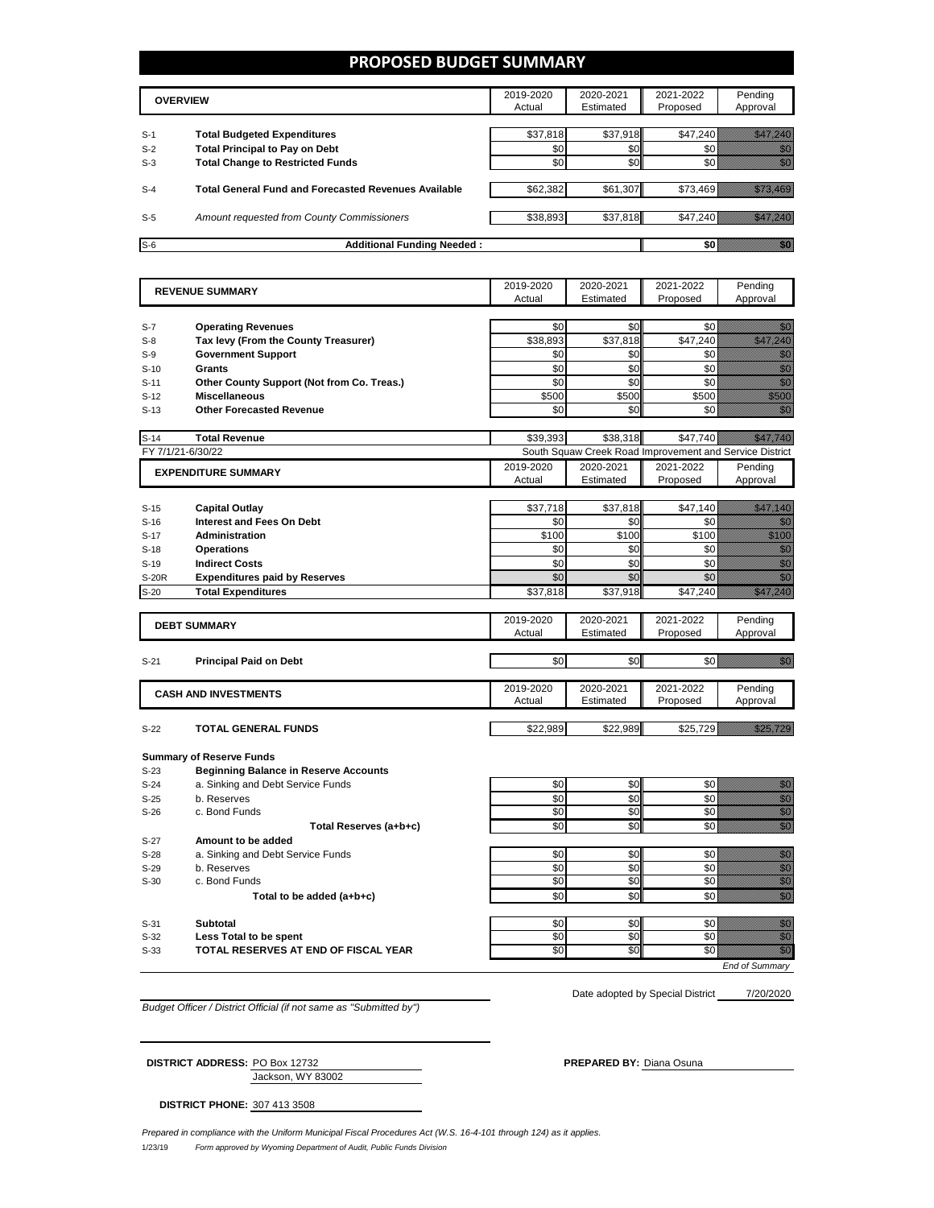# PROPOSED BUDGET SUMMARY

| OVERVIEW | | 2019-2020 Actual | 2020-2021 Estimated | 2021-2022 Proposed | Pending Approval |
|---|---|---|---|---|---|
| S-1 | Total Budgeted Expenditures | $37,818 | $37,918 | $47,240 | $47,240 |
| S-2 | Total Principal to Pay on Debt | $0 | $0 | $0 | $0 |
| S-3 | Total Change to Restricted Funds | $0 | $0 | $0 | $0 |
| S-4 | Total General Fund and Forecasted Revenues Available | $62,382 | $61,307 | $73,469 | $73,469 |
| S-5 | *Amount requested from County Commissioners* | $38,893 | $37,818 | $47,240 | $47,240 |
| S-6 | Additional Funding Needed : | | | $0 | $0 |

| REVENUE SUMMARY | | 2019-2020 Actual | 2020-2021 Estimated | 2021-2022 Proposed | Pending Approval |
|---|---|---|---|---|---|
| S-7 | Operating Revenues | $0 | $0 | $0 | $0 |
| S-8 | Tax levy (From the County Treasurer) | $38,893 | $37,818 | $47,240 | $47,240 |
| S-9 | Government Support | $0 | $0 | $0 | $0 |
| S-10 | Grants | $0 | $0 | $0 | $0 |
| S-11 | Other County Support (Not from Co. Treas.) | $0 | $0 | $0 | $0 |
| S-12 | Miscellaneous | $500 | $500 | $500 | $500 |
| S-13 | Other Forecasted Revenue | $0 | $0 | $0 | $0 |
| S-14 | Total Revenue | $39,393 | $38,318 | $47,740 | $47,740 |

FY 7/1/21-6/30/22 — South Squaw Creek Road Improvement and Service District

| EXPENDITURE SUMMARY | | 2019-2020 Actual | 2020-2021 Estimated | 2021-2022 Proposed | Pending Approval |
|---|---|---|---|---|---|
| S-15 | Capital Outlay | $37,718 | $37,818 | $47,140 | $47,140 |
| S-16 | Interest and Fees On Debt | $0 | $0 | $0 | $0 |
| S-17 | Administration | $100 | $100 | $100 | $100 |
| S-18 | Operations | $0 | $0 | $0 | $0 |
| S-19 | Indirect Costs | $0 | $0 | $0 | $0 |
| S-20R | Expenditures paid by Reserves | $0 | $0 | $0 | $0 |
| S-20 | Total Expenditures | $37,818 | $37,918 | $47,240 | $47,240 |

| DEBT SUMMARY | | 2019-2020 Actual | 2020-2021 Estimated | 2021-2022 Proposed | Pending Approval |
|---|---|---|---|---|---|
| S-21 | Principal Paid on Debt | $0 | $0 | $0 | $0 |

| CASH AND INVESTMENTS | | 2019-2020 Actual | 2020-2021 Estimated | 2021-2022 Proposed | Pending Approval |
|---|---|---|---|---|---|
| S-22 | TOTAL GENERAL FUNDS | $22,989 | $22,989 | $25,729 | $25,729 |
| | **Summary of Reserve Funds** | | | | |
| S-23 | **Beginning Balance in Reserve Accounts** | | | | |
| S-24 | a. Sinking and Debt Service Funds | $0 | $0 | $0 | $0 |
| S-25 | b. Reserves | $0 | $0 | $0 | $0 |
| S-26 | c. Bond Funds | $0 | $0 | $0 | $0 |
| | **Total Reserves (a+b+c)** | $0 | $0 | $0 | $0 |
| S-27 | **Amount to be added** | | | | |
| S-28 | a. Sinking and Debt Service Funds | $0 | $0 | $0 | $0 |
| S-29 | b. Reserves | $0 | $0 | $0 | $0 |
| S-30 | c. Bond Funds | $0 | $0 | $0 | $0 |
| | **Total to be added (a+b+c)** | $0 | $0 | $0 | $0 |
| S-31 | **Subtotal** | $0 | $0 | $0 | $0 |
| S-32 | **Less Total to be spent** | $0 | $0 | $0 | $0 |
| S-33 | **TOTAL RESERVES AT END OF FISCAL YEAR** | $0 | $0 | $0 | $0 |

*End of Summary*

Date adopted by Special District 7/20/2020

*Budget Officer / District Official (if not same as "Submitted by")*

**DISTRICT ADDRESS:** PO Box 12732
Jackson, WY 83002

**PREPARED BY:** Diana Osuna

**DISTRICT PHONE:** 307 413 3508

*Prepared in compliance with the Uniform Municipal Fiscal Procedures Act (W.S. 16-4-101 through 124) as it applies.*

1/23/19 *Form approved by Wyoming Department of Audit, Public Funds Division*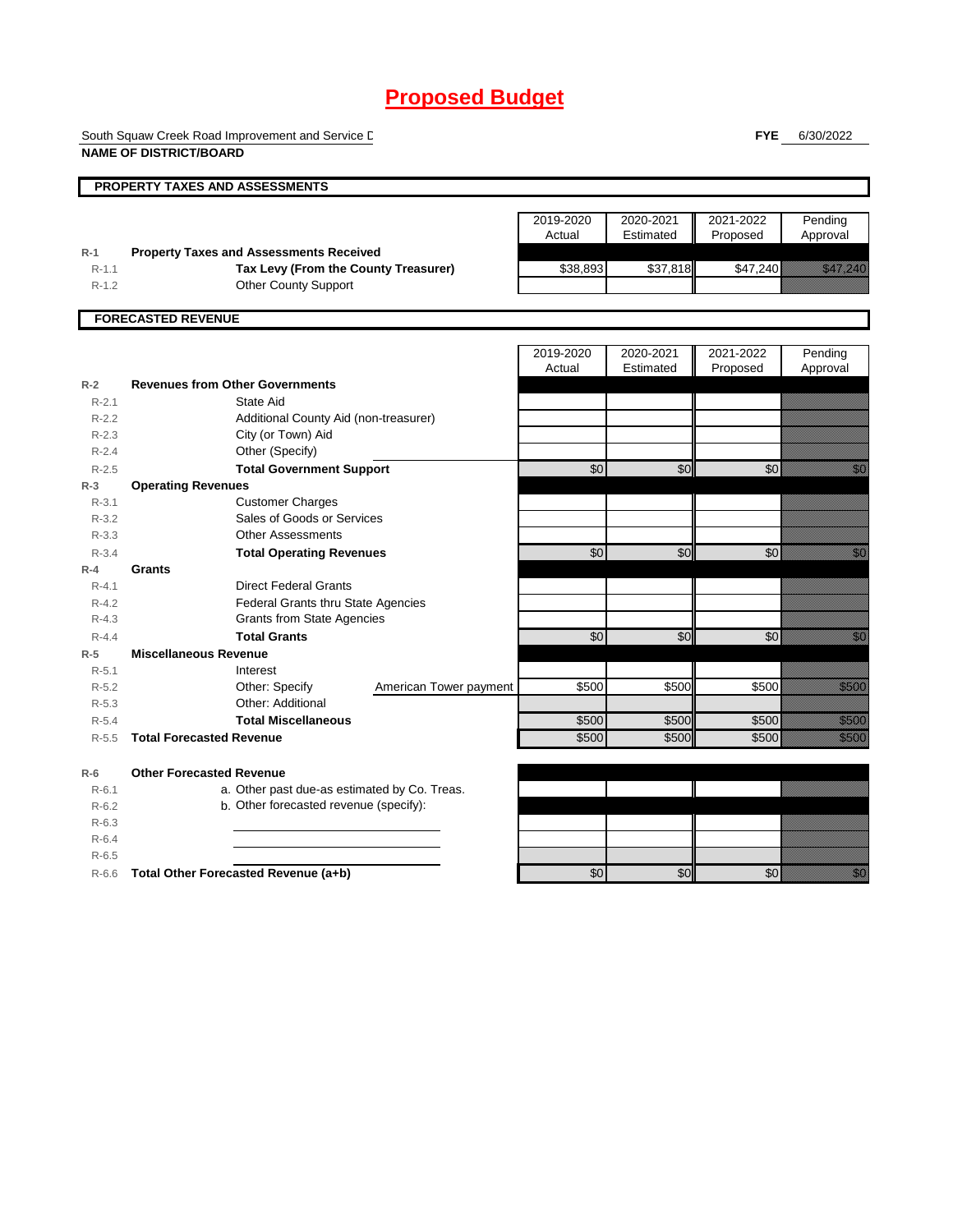# Proposed Budget

South Squaw Creek Road Improvement and Service D

**NAME OF DISTRICT/BOARD**

**FYE** 6/30/2022

## PROPERTY TAXES AND ASSESSMENTS

| | | 2019-2020 Actual | 2020-2021 Estimated | 2021-2022 Proposed | Pending Approval |
|---|---|---|---|---|---|
| R-1 | **Property Taxes and Assessments Received** | | | | |
| R-1.1 | **Tax Levy (From the County Treasurer)** | $38,893 | $37,818 | $47,240 | $47,240 |
| R-1.2 | Other County Support | | | | |

## FORECASTED REVENUE

| | | 2019-2020 Actual | 2020-2021 Estimated | 2021-2022 Proposed | Pending Approval |
|---|---|---|---|---|---|
| R-2 | **Revenues from Other Governments** | | | | |
| R-2.1 | State Aid | | | | |
| R-2.2 | Additional County Aid (non-treasurer) | | | | |
| R-2.3 | City (or Town) Aid | | | | |
| R-2.4 | Other (Specify) | | | | |
| R-2.5 | **Total Government Support** | $0 | $0 | $0 | $0 |
| R-3 | **Operating Revenues** | | | | |
| R-3.1 | Customer Charges | | | | |
| R-3.2 | Sales of Goods or Services | | | | |
| R-3.3 | Other Assessments | | | | |
| R-3.4 | **Total Operating Revenues** | $0 | $0 | $0 | $0 |
| R-4 | **Grants** | | | | |
| R-4.1 | Direct Federal Grants | | | | |
| R-4.2 | Federal Grants thru State Agencies | | | | |
| R-4.3 | Grants from State Agencies | | | | |
| R-4.4 | **Total Grants** | $0 | $0 | $0 | $0 |
| R-5 | **Miscellaneous Revenue** | | | | |
| R-5.1 | Interest | | | | |
| R-5.2 | Other: Specify — American Tower payment | $500 | $500 | $500 | $500 |
| R-5.3 | Other: Additional | | | | |
| R-5.4 | **Total Miscellaneous** | $500 | $500 | $500 | $500 |
| R-5.5 | **Total Forecasted Revenue** | $500 | $500 | $500 | $500 |
| R-6 | **Other Forecasted Revenue** | | | | |
| R-6.1 | a. Other past due-as estimated by Co. Treas. | | | | |
| R-6.2 | b. Other forecasted revenue (specify): | | | | |
| R-6.3 | | | | | |
| R-6.4 | | | | | |
| R-6.5 | | | | | |
| R-6.6 | **Total Other Forecasted Revenue (a+b)** | $0 | $0 | $0 | $0 |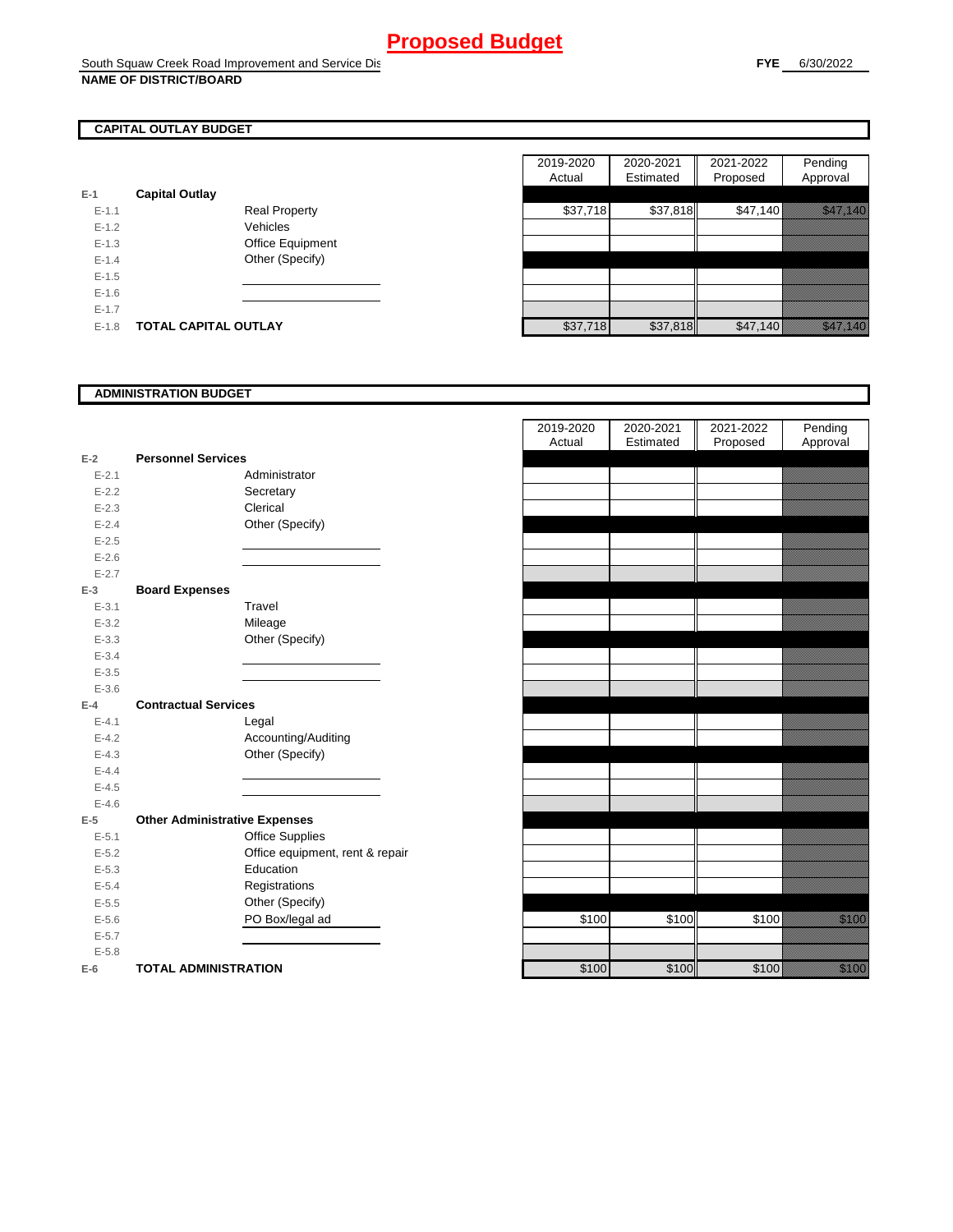# Proposed Budget

South Squaw Creek Road Improvement and Service Dis
**NAME OF DISTRICT/BOARD**

**FYE** 6/30/2022

## CAPITAL OUTLAY BUDGET

| | | | 2019-2020 Actual | 2020-2021 Estimated | 2021-2022 Proposed | Pending Approval |
|---|---|---|---|---|---|---|
| E-1 | **Capital Outlay** | | | | | |
| E-1.1 | | Real Property | $37,718 | $37,818 | $47,140 | $47,140 |
| E-1.2 | | Vehicles | | | | |
| E-1.3 | | Office Equipment | | | | |
| E-1.4 | | Other (Specify) | | | | |
| E-1.5 | | | | | | |
| E-1.6 | | | | | | |
| E-1.7 | | | | | | |
| E-1.8 | **TOTAL CAPITAL OUTLAY** | | $37,718 | $37,818 | $47,140 | $47,140 |

## ADMINISTRATION BUDGET

| | | | 2019-2020 Actual | 2020-2021 Estimated | 2021-2022 Proposed | Pending Approval |
|---|---|---|---|---|---|---|
| E-2 | **Personnel Services** | | | | | |
| E-2.1 | | Administrator | | | | |
| E-2.2 | | Secretary | | | | |
| E-2.3 | | Clerical | | | | |
| E-2.4 | | Other (Specify) | | | | |
| E-2.5 | | | | | | |
| E-2.6 | | | | | | |
| E-2.7 | | | | | | |
| E-3 | **Board Expenses** | | | | | |
| E-3.1 | | Travel | | | | |
| E-3.2 | | Mileage | | | | |
| E-3.3 | | Other (Specify) | | | | |
| E-3.4 | | | | | | |
| E-3.5 | | | | | | |
| E-3.6 | | | | | | |
| E-4 | **Contractual Services** | | | | | |
| E-4.1 | | Legal | | | | |
| E-4.2 | | Accounting/Auditing | | | | |
| E-4.3 | | Other (Specify) | | | | |
| E-4.4 | | | | | | |
| E-4.5 | | | | | | |
| E-4.6 | | | | | | |
| E-5 | **Other Administrative Expenses** | | | | | |
| E-5.1 | | Office Supplies | | | | |
| E-5.2 | | Office equipment, rent & repair | | | | |
| E-5.3 | | Education | | | | |
| E-5.4 | | Registrations | | | | |
| E-5.5 | | Other (Specify) | | | | |
| E-5.6 | | PO Box/legal ad | $100 | $100 | $100 | $100 |
| E-5.7 | | | | | | |
| E-5.8 | | | | | | |
| E-6 | **TOTAL ADMINISTRATION** | | $100 | $100 | $100 | $100 |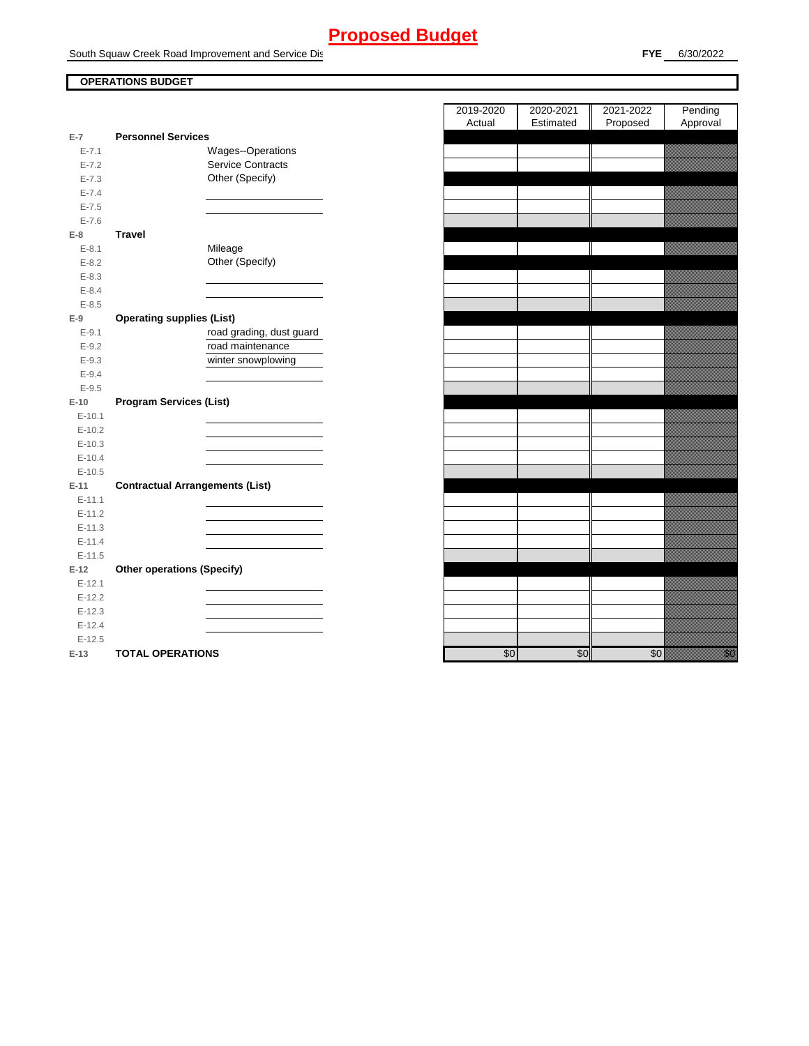# Proposed Budget

South Squaw Creek Road Improvement and Service Dis

**FYE** 6/30/2022

## OPERATIONS BUDGET

| | | 2019-2020 Actual | 2020-2021 Estimated | 2021-2022 Proposed | Pending Approval |
|---|---|---|---|---|---|
| **E-7** | **Personnel Services** | | | | |
| E-7.1 | Wages--Operations | | | | |
| E-7.2 | Service Contracts | | | | |
| E-7.3 | Other (Specify) | | | | |
| E-7.4 | | | | | |
| E-7.5 | | | | | |
| E-7.6 | | | | | |
| **E-8** | **Travel** | | | | |
| E-8.1 | Mileage | | | | |
| E-8.2 | Other (Specify) | | | | |
| E-8.3 | | | | | |
| E-8.4 | | | | | |
| E-8.5 | | | | | |
| **E-9** | **Operating supplies (List)** | | | | |
| E-9.1 | road grading, dust guard | | | | |
| E-9.2 | road maintenance | | | | |
| E-9.3 | winter snowplowing | | | | |
| E-9.4 | | | | | |
| E-9.5 | | | | | |
| **E-10** | **Program Services (List)** | | | | |
| E-10.1 | | | | | |
| E-10.2 | | | | | |
| E-10.3 | | | | | |
| E-10.4 | | | | | |
| E-10.5 | | | | | |
| **E-11** | **Contractual Arrangements (List)** | | | | |
| E-11.1 | | | | | |
| E-11.2 | | | | | |
| E-11.3 | | | | | |
| E-11.4 | | | | | |
| E-11.5 | | | | | |
| **E-12** | **Other operations (Specify)** | | | | |
| E-12.1 | | | | | |
| E-12.2 | | | | | |
| E-12.3 | | | | | |
| E-12.4 | | | | | |
| E-12.5 | | | | | |
| **E-13** | **TOTAL OPERATIONS** | $0 | $0 | $0 | $0 |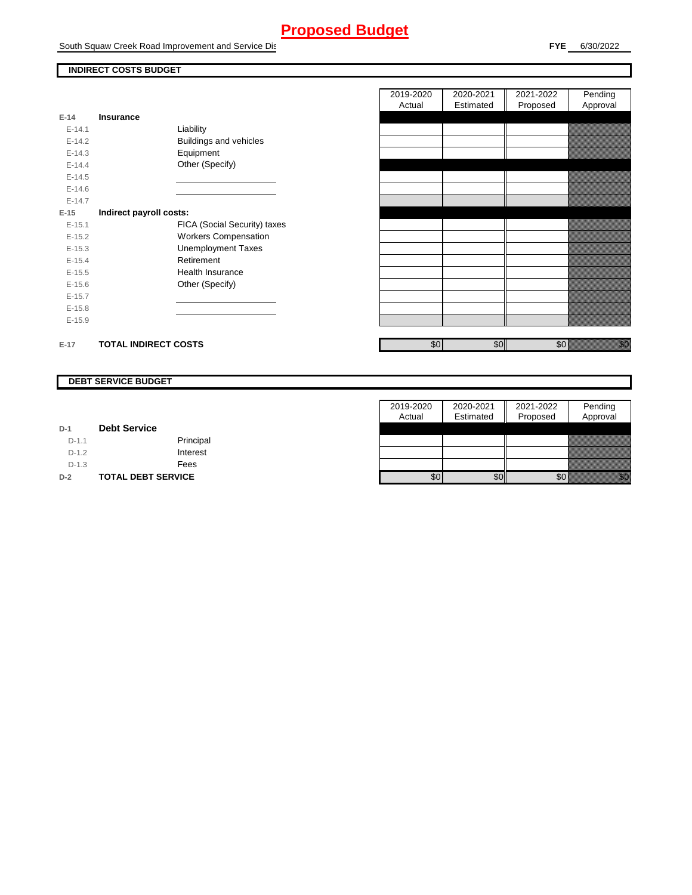# Proposed Budget

South Squaw Creek Road Improvement and Service Dis

**FYE** 6/30/2022

## INDIRECT COSTS BUDGET

| | | | 2019-2020 Actual | 2020-2021 Estimated | 2021-2022 Proposed | Pending Approval |
|---|---|---|---|---|---|---|
| **E-14** | **Insurance** | | | | | |
| E-14.1 | | Liability | | | | |
| E-14.2 | | Buildings and vehicles | | | | |
| E-14.3 | | Equipment | | | | |
| E-14.4 | | Other (Specify) | | | | |
| E-14.5 | | | | | | |
| E-14.6 | | | | | | |
| E-14.7 | | | | | | |
| **E-15** | **Indirect payroll costs:** | | | | | |
| E-15.1 | | FICA (Social Security) taxes | | | | |
| E-15.2 | | Workers Compensation | | | | |
| E-15.3 | | Unemployment Taxes | | | | |
| E-15.4 | | Retirement | | | | |
| E-15.5 | | Health Insurance | | | | |
| E-15.6 | | Other (Specify) | | | | |
| E-15.7 | | | | | | |
| E-15.8 | | | | | | |
| E-15.9 | | | | | | |
| **E-17** | **TOTAL INDIRECT COSTS** | | $0 | $0 | $0 | $0 |

## DEBT SERVICE BUDGET

| | | | 2019-2020 Actual | 2020-2021 Estimated | 2021-2022 Proposed | Pending Approval |
|---|---|---|---|---|---|---|
| **D-1** | **Debt Service** | | | | | |
| D-1.1 | | Principal | | | | |
| D-1.2 | | Interest | | | | |
| D-1.3 | | Fees | | | | |
| **D-2** | **TOTAL DEBT SERVICE** | | $0 | $0 | $0 | $0 |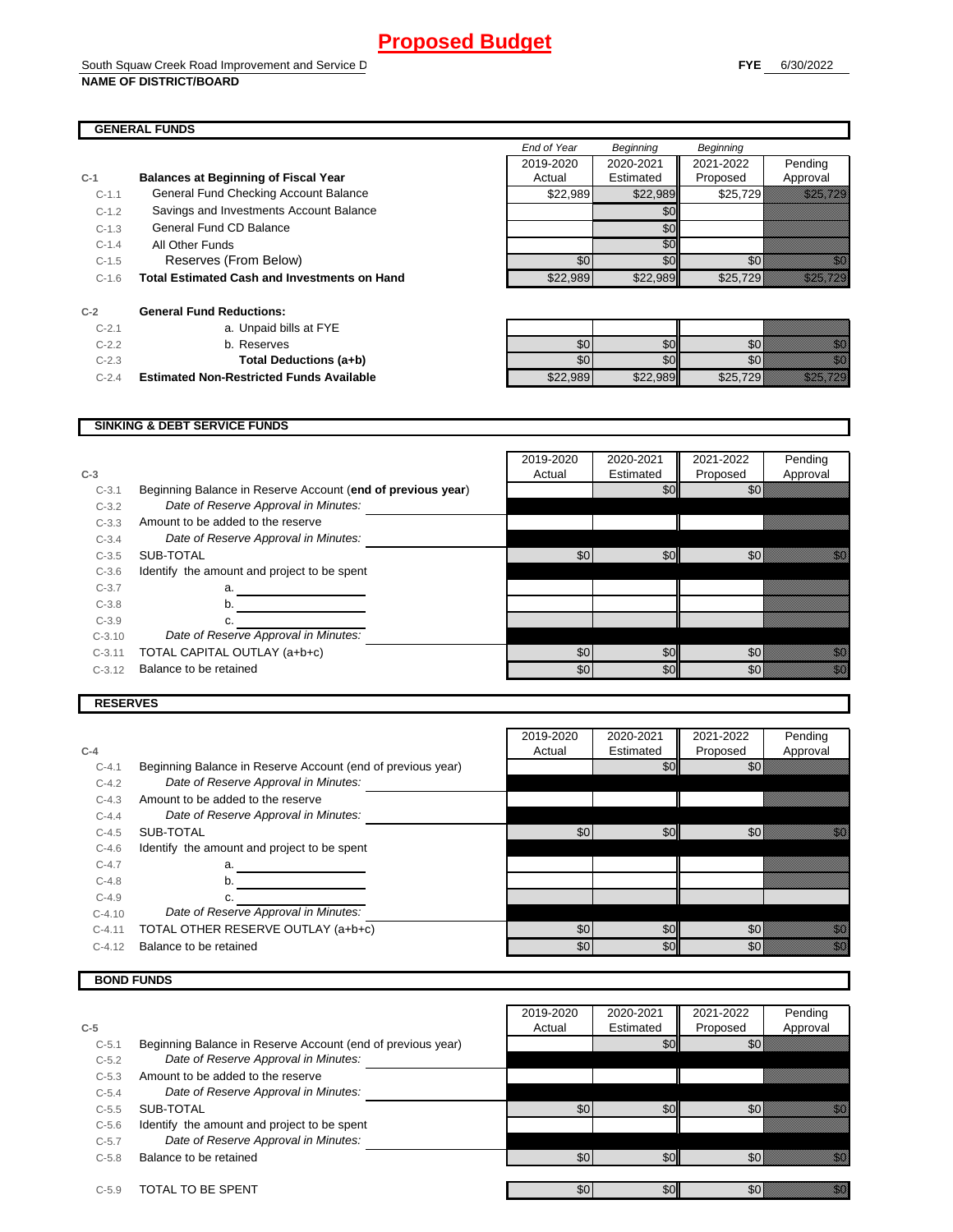# Proposed Budget

South Squaw Creek Road Improvement and Service D

**NAME OF DISTRICT/BOARD**

**FYE** 6/30/2022

## GENERAL FUNDS

| | | End of Year 2019-2020 Actual | Beginning 2020-2021 Estimated | Beginning 2021-2022 Proposed | Pending Approval |
|---|---|---|---|---|---|
| **C-1** | **Balances at Beginning of Fiscal Year** | | | | |
| C-1.1 | General Fund Checking Account Balance | $22,989 | $22,989 | $25,729 | $25,729 |
| C-1.2 | Savings and Investments Account Balance | | $0 | | |
| C-1.3 | General Fund CD Balance | | $0 | | |
| C-1.4 | All Other Funds | | $0 | | |
| C-1.5 | Reserves (From Below) | $0 | $0 | $0 | $0 |
| C-1.6 | **Total Estimated Cash and Investments on Hand** | $22,989 | $22,989 | $25,729 | $25,729 |
| **C-2** | **General Fund Reductions:** | | | | |
| C-2.1 | a. Unpaid bills at FYE | | | | |
| C-2.2 | b. Reserves | $0 | $0 | $0 | $0 |
| C-2.3 | **Total Deductions (a+b)** | $0 | $0 | $0 | $0 |
| C-2.4 | **Estimated Non-Restricted Funds Available** | $22,989 | $22,989 | $25,729 | $25,729 |

## SINKING & DEBT SERVICE FUNDS

| **C-3** | | 2019-2020 Actual | 2020-2021 Estimated | 2021-2022 Proposed | Pending Approval |
|---|---|---|---|---|---|
| C-3.1 | Beginning Balance in Reserve Account (**end of previous year**) | | $0 | $0 | |
| C-3.2 | *Date of Reserve Approval in Minutes:* | | | | |
| C-3.3 | Amount to be added to the reserve | | | | |
| C-3.4 | *Date of Reserve Approval in Minutes:* | | | | |
| C-3.5 | SUB-TOTAL | $0 | $0 | $0 | $0 |
| C-3.6 | Identify the amount and project to be spent | | | | |
| C-3.7 | a. | | | | |
| C-3.8 | b. | | | | |
| C-3.9 | c. | | | | |
| C-3.10 | *Date of Reserve Approval in Minutes:* | | | | |
| C-3.11 | TOTAL CAPITAL OUTLAY (a+b+c) | $0 | $0 | $0 | $0 |
| C-3.12 | Balance to be retained | $0 | $0 | $0 | $0 |

## RESERVES

| **C-4** | | 2019-2020 Actual | 2020-2021 Estimated | 2021-2022 Proposed | Pending Approval |
|---|---|---|---|---|---|
| C-4.1 | Beginning Balance in Reserve Account (end of previous year) | | $0 | $0 | |
| C-4.2 | *Date of Reserve Approval in Minutes:* | | | | |
| C-4.3 | Amount to be added to the reserve | | | | |
| C-4.4 | *Date of Reserve Approval in Minutes:* | | | | |
| C-4.5 | SUB-TOTAL | $0 | $0 | $0 | $0 |
| C-4.6 | Identify the amount and project to be spent | | | | |
| C-4.7 | a. | | | | |
| C-4.8 | b. | | | | |
| C-4.9 | c. | | | | |
| C-4.10 | *Date of Reserve Approval in Minutes:* | | | | |
| C-4.11 | TOTAL OTHER RESERVE OUTLAY (a+b+c) | $0 | $0 | $0 | $0 |
| C-4.12 | Balance to be retained | $0 | $0 | $0 | $0 |

## BOND FUNDS

| **C-5** | | 2019-2020 Actual | 2020-2021 Estimated | 2021-2022 Proposed | Pending Approval |
|---|---|---|---|---|---|
| C-5.1 | Beginning Balance in Reserve Account (end of previous year) | | $0 | $0 | |
| C-5.2 | *Date of Reserve Approval in Minutes:* | | | | |
| C-5.3 | Amount to be added to the reserve | | | | |
| C-5.4 | *Date of Reserve Approval in Minutes:* | | | | |
| C-5.5 | SUB-TOTAL | $0 | $0 | $0 | $0 |
| C-5.6 | Identify the amount and project to be spent | | | | |
| C-5.7 | *Date of Reserve Approval in Minutes:* | | | | |
| C-5.8 | Balance to be retained | $0 | $0 | $0 | $0 |
| C-5.9 | TOTAL TO BE SPENT | $0 | $0 | $0 | $0 |